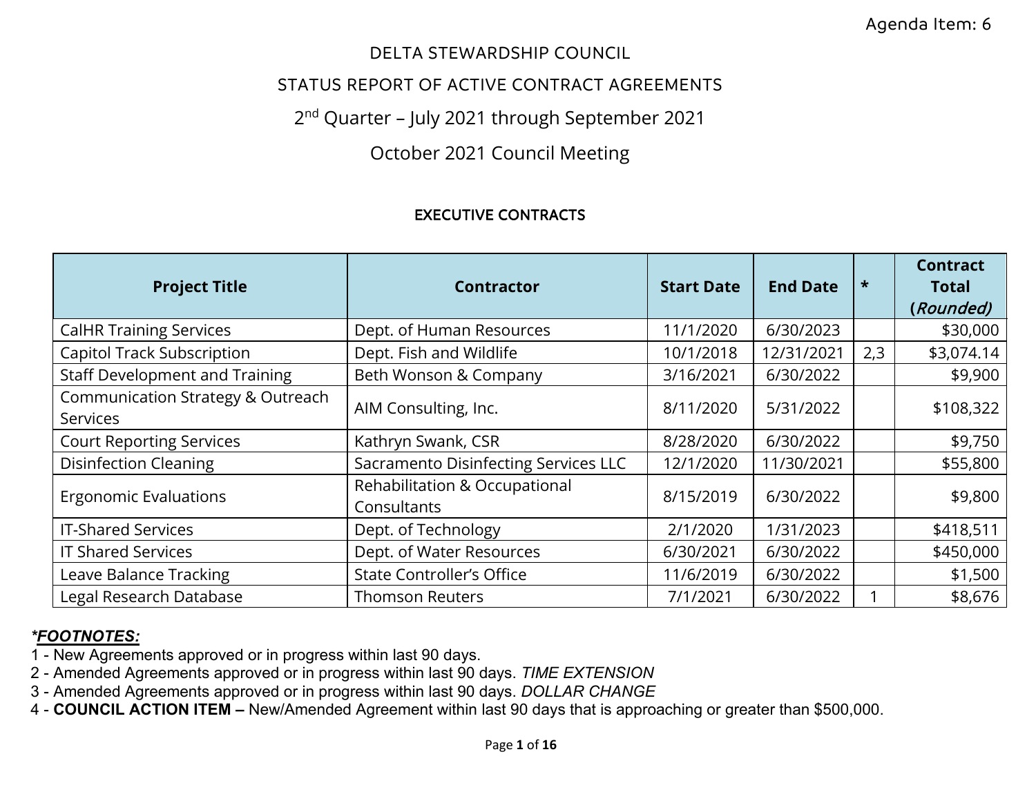Agenda Item: 6

# DELTA STEWARDSHIP COUNCIL

## STATUS REPORT OF ACTIVE CONTRACT AGREEMENTS

## 2nd Quarter – July 2021 through September 2021

## October 2021 Council Meeting

### EXECUTIVE CONTRACTS

| Project Title | Contractor | Start Date | End Date | * | Contract Total (*Rounded)* |
|---|---|---|---|---|---|
| CalHR Training Services | Dept. of Human Resources | 11/1/2020 | 6/30/2023 | | $30,000 |
| Capitol Track Subscription | Dept. Fish and Wildlife | 10/1/2018 | 12/31/2021 | 2,3 | $3,074.14 |
| Staff Development and Training | Beth Wonson & Company | 3/16/2021 | 6/30/2022 | | $9,900 |
| Communication Strategy & Outreach Services | AIM Consulting, Inc. | 8/11/2020 | 5/31/2022 | | $108,322 |
| Court Reporting Services | Kathryn Swank, CSR | 8/28/2020 | 6/30/2022 | | $9,750 |
| Disinfection Cleaning | Sacramento Disinfecting Services LLC | 12/1/2020 | 11/30/2021 | | $55,800 |
| Ergonomic Evaluations | Rehabilitation & Occupational Consultants | 8/15/2019 | 6/30/2022 | | $9,800 |
| IT-Shared Services | Dept. of Technology | 2/1/2020 | 1/31/2023 | | $418,511 |
| IT Shared Services | Dept. of Water Resources | 6/30/2021 | 6/30/2022 | | $450,000 |
| Leave Balance Tracking | State Controller's Office | 11/6/2019 | 6/30/2022 | | $1,500 |
| Legal Research Database | Thomson Reuters | 7/1/2021 | 6/30/2022 | 1 | $8,676 |

***FOOTNOTES:***

1 - New Agreements approved or in progress within last 90 days.
2 - Amended Agreements approved or in progress within last 90 days. *TIME EXTENSION*
3 - Amended Agreements approved or in progress within last 90 days. *DOLLAR CHANGE*
4 - **COUNCIL ACTION ITEM –** New/Amended Agreement within last 90 days that is approaching or greater than $500,000.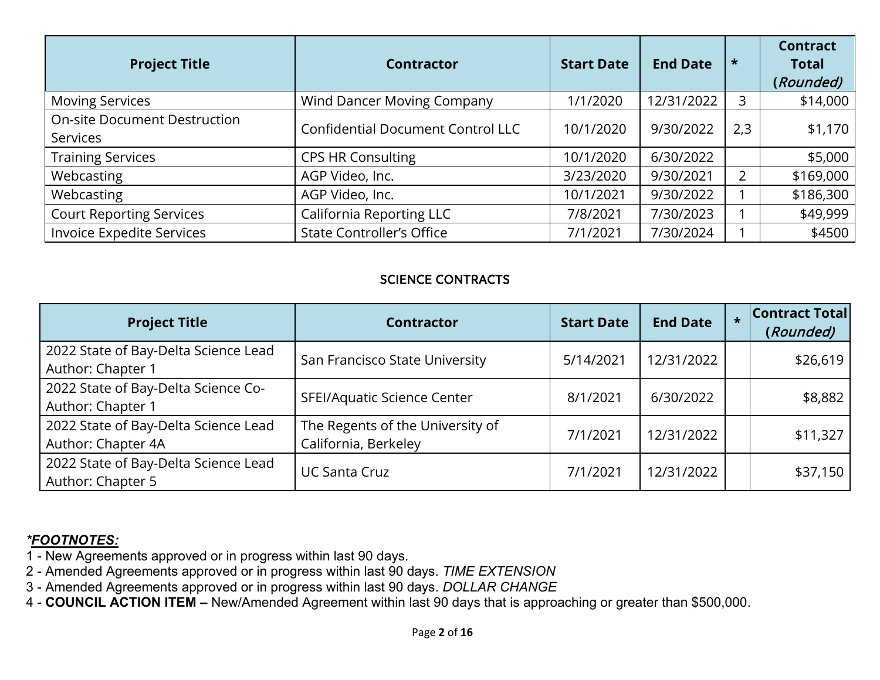| Project Title | Contractor | Start Date | End Date | * | Contract Total (*Rounded)* |
|---|---|---|---|---|---|
| Moving Services | Wind Dancer Moving Company | 1/1/2020 | 12/31/2022 | 3 | $14,000 |
| On-site Document Destruction Services | Confidential Document Control LLC | 10/1/2020 | 9/30/2022 | 2,3 | $1,170 |
| Training Services | CPS HR Consulting | 10/1/2020 | 6/30/2022 | | $5,000 |
| Webcasting | AGP Video, Inc. | 3/23/2020 | 9/30/2021 | 2 | $169,000 |
| Webcasting | AGP Video, Inc. | 10/1/2021 | 9/30/2022 | 1 | $186,300 |
| Court Reporting Services | California Reporting LLC | 7/8/2021 | 7/30/2023 | 1 | $49,999 |
| Invoice Expedite Services | State Controller's Office | 7/1/2021 | 7/30/2024 | 1 | $4500 |

## SCIENCE CONTRACTS

| Project Title | Contractor | Start Date | End Date | * | Contract Total (*Rounded)* |
|---|---|---|---|---|---|
| 2022 State of Bay-Delta Science Lead Author: Chapter 1 | San Francisco State University | 5/14/2021 | 12/31/2022 | | $26,619 |
| 2022 State of Bay-Delta Science Co-Author: Chapter 1 | SFEI/Aquatic Science Center | 8/1/2021 | 6/30/2022 | | $8,882 |
| 2022 State of Bay-Delta Science Lead Author: Chapter 4A | The Regents of the University of California, Berkeley | 7/1/2021 | 12/31/2022 | | $11,327 |
| 2022 State of Bay-Delta Science Lead Author: Chapter 5 | UC Santa Cruz | 7/1/2021 | 12/31/2022 | | $37,150 |

***FOOTNOTES:***

1 - New Agreements approved or in progress within last 90 days.
2 - Amended Agreements approved or in progress within last 90 days. *TIME EXTENSION*
3 - Amended Agreements approved or in progress within last 90 days. *DOLLAR CHANGE*
4 - **COUNCIL ACTION ITEM –** New/Amended Agreement within last 90 days that is approaching or greater than $500,000.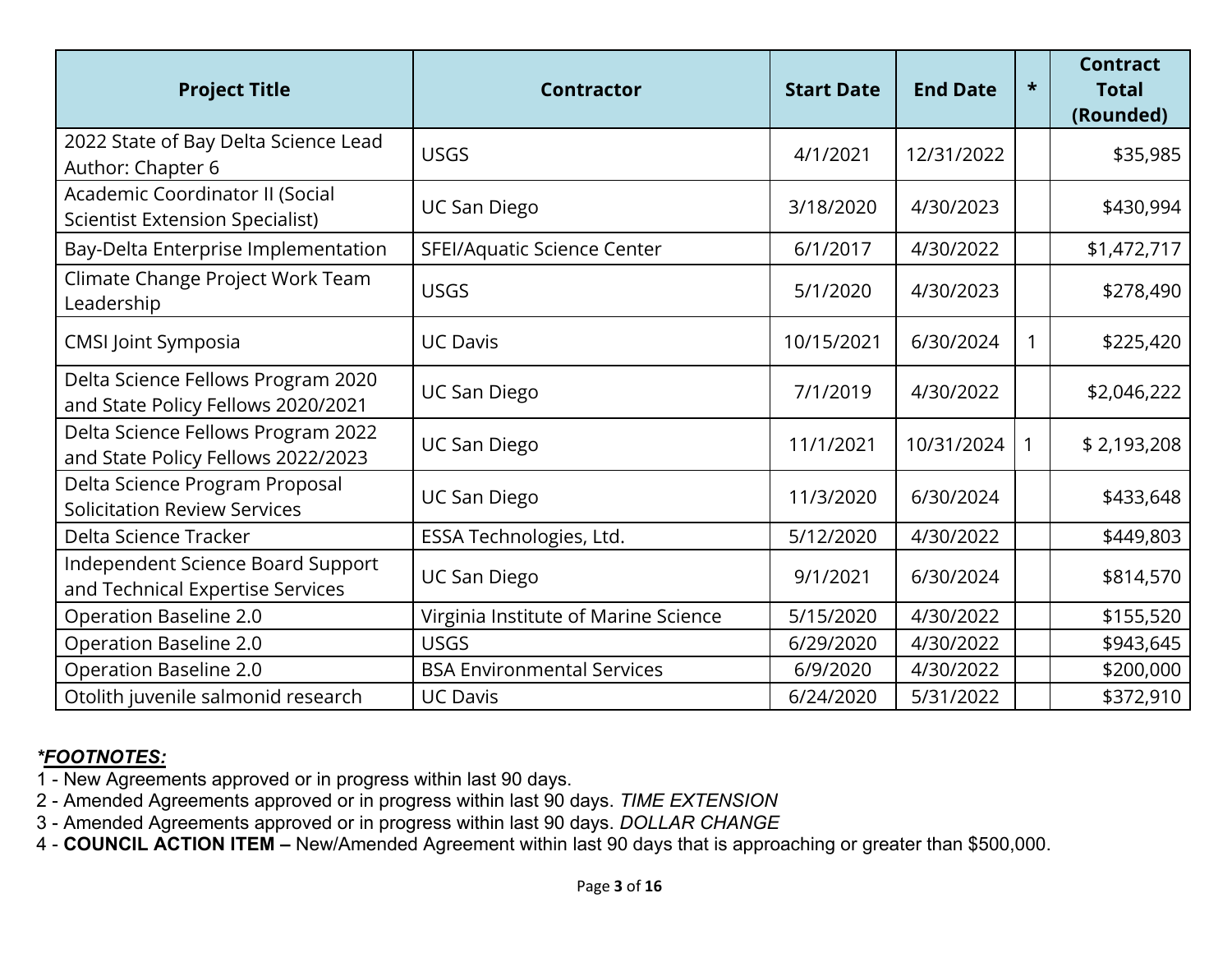| Project Title | Contractor | Start Date | End Date | * | Contract Total (Rounded) |
|---|---|---|---|---|---|
| 2022 State of Bay Delta Science Lead Author: Chapter 6 | USGS | 4/1/2021 | 12/31/2022 | | $35,985 |
| Academic Coordinator II (Social Scientist Extension Specialist) | UC San Diego | 3/18/2020 | 4/30/2023 | | $430,994 |
| Bay-Delta Enterprise Implementation | SFEI/Aquatic Science Center | 6/1/2017 | 4/30/2022 | | $1,472,717 |
| Climate Change Project Work Team Leadership | USGS | 5/1/2020 | 4/30/2023 | | $278,490 |
| CMSI Joint Symposia | UC Davis | 10/15/2021 | 6/30/2024 | 1 | $225,420 |
| Delta Science Fellows Program 2020 and State Policy Fellows 2020/2021 | UC San Diego | 7/1/2019 | 4/30/2022 | | $2,046,222 |
| Delta Science Fellows Program 2022 and State Policy Fellows 2022/2023 | UC San Diego | 11/1/2021 | 10/31/2024 | 1 | $ 2,193,208 |
| Delta Science Program Proposal Solicitation Review Services | UC San Diego | 11/3/2020 | 6/30/2024 | | $433,648 |
| Delta Science Tracker | ESSA Technologies, Ltd. | 5/12/2020 | 4/30/2022 | | $449,803 |
| Independent Science Board Support and Technical Expertise Services | UC San Diego | 9/1/2021 | 6/30/2024 | | $814,570 |
| Operation Baseline 2.0 | Virginia Institute of Marine Science | 5/15/2020 | 4/30/2022 | | $155,520 |
| Operation Baseline 2.0 | USGS | 6/29/2020 | 4/30/2022 | | $943,645 |
| Operation Baseline 2.0 | BSA Environmental Services | 6/9/2020 | 4/30/2022 | | $200,000 |
| Otolith juvenile salmonid research | UC Davis | 6/24/2020 | 5/31/2022 | | $372,910 |

***FOOTNOTES:***

1 - New Agreements approved or in progress within last 90 days.
2 - Amended Agreements approved or in progress within last 90 days. *TIME EXTENSION*
3 - Amended Agreements approved or in progress within last 90 days. *DOLLAR CHANGE*
4 - **COUNCIL ACTION ITEM –** New/Amended Agreement within last 90 days that is approaching or greater than $500,000.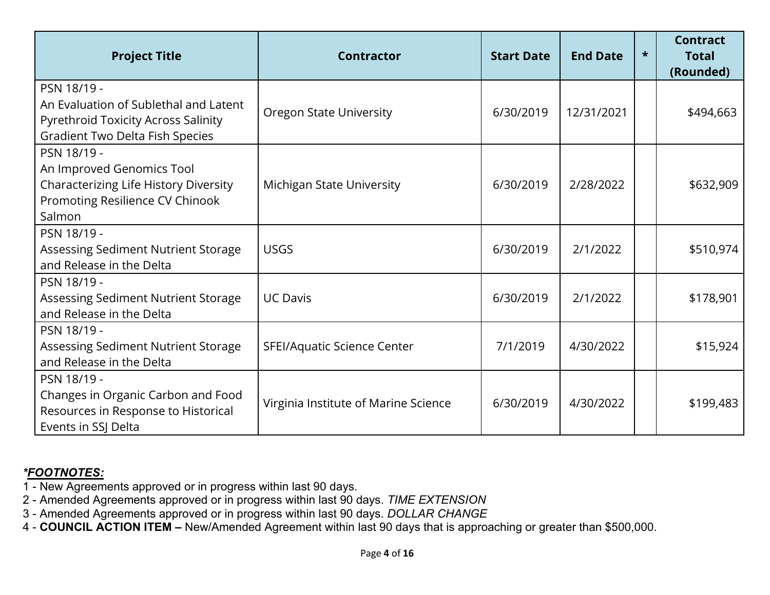| Project Title | Contractor | Start Date | End Date | * | Contract Total (Rounded) |
|---|---|---|---|---|---|
| PSN 18/19 - An Evaluation of Sublethal and Latent Pyrethroid Toxicity Across Salinity Gradient Two Delta Fish Species | Oregon State University | 6/30/2019 | 12/31/2021 | | $494,663 |
| PSN 18/19 - An Improved Genomics Tool Characterizing Life History Diversity Promoting Resilience CV Chinook Salmon | Michigan State University | 6/30/2019 | 2/28/2022 | | $632,909 |
| PSN 18/19 - Assessing Sediment Nutrient Storage and Release in the Delta | USGS | 6/30/2019 | 2/1/2022 | | $510,974 |
| PSN 18/19 - Assessing Sediment Nutrient Storage and Release in the Delta | UC Davis | 6/30/2019 | 2/1/2022 | | $178,901 |
| PSN 18/19 - Assessing Sediment Nutrient Storage and Release in the Delta | SFEI/Aquatic Science Center | 7/1/2019 | 4/30/2022 | | $15,924 |
| PSN 18/19 - Changes in Organic Carbon and Food Resources in Response to Historical Events in SSJ Delta | Virginia Institute of Marine Science | 6/30/2019 | 4/30/2022 | | $199,483 |

***FOOTNOTES:***

1 - New Agreements approved or in progress within last 90 days.
2 - Amended Agreements approved or in progress within last 90 days. *TIME EXTENSION*
3 - Amended Agreements approved or in progress within last 90 days. *DOLLAR CHANGE*
4 - **COUNCIL ACTION ITEM –** New/Amended Agreement within last 90 days that is approaching or greater than $500,000.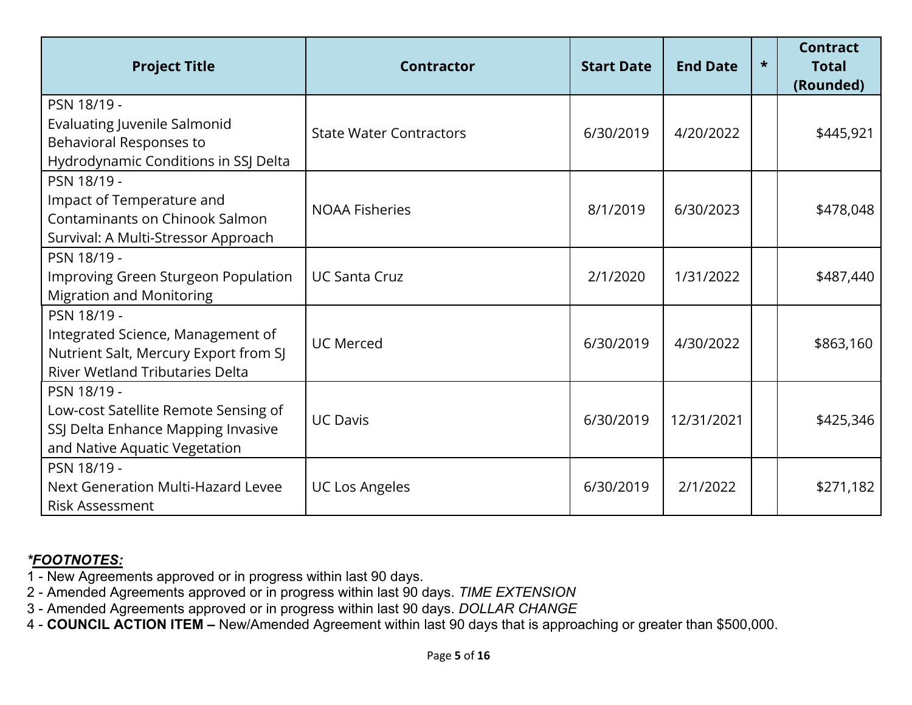| Project Title | Contractor | Start Date | End Date | * | Contract Total (Rounded) |
|---|---|---|---|---|---|
| PSN 18/19 - Evaluating Juvenile Salmonid Behavioral Responses to Hydrodynamic Conditions in SSJ Delta | State Water Contractors | 6/30/2019 | 4/20/2022 | | $445,921 |
| PSN 18/19 - Impact of Temperature and Contaminants on Chinook Salmon Survival: A Multi-Stressor Approach | NOAA Fisheries | 8/1/2019 | 6/30/2023 | | $478,048 |
| PSN 18/19 - Improving Green Sturgeon Population Migration and Monitoring | UC Santa Cruz | 2/1/2020 | 1/31/2022 | | $487,440 |
| PSN 18/19 - Integrated Science, Management of Nutrient Salt, Mercury Export from SJ River Wetland Tributaries Delta | UC Merced | 6/30/2019 | 4/30/2022 | | $863,160 |
| PSN 18/19 - Low-cost Satellite Remote Sensing of SSJ Delta Enhance Mapping Invasive and Native Aquatic Vegetation | UC Davis | 6/30/2019 | 12/31/2021 | | $425,346 |
| PSN 18/19 - Next Generation Multi-Hazard Levee Risk Assessment | UC Los Angeles | 6/30/2019 | 2/1/2022 | | $271,182 |

***FOOTNOTES:***

1 - New Agreements approved or in progress within last 90 days.
2 - Amended Agreements approved or in progress within last 90 days. *TIME EXTENSION*
3 - Amended Agreements approved or in progress within last 90 days. *DOLLAR CHANGE*
4 - **COUNCIL ACTION ITEM –** New/Amended Agreement within last 90 days that is approaching or greater than $500,000.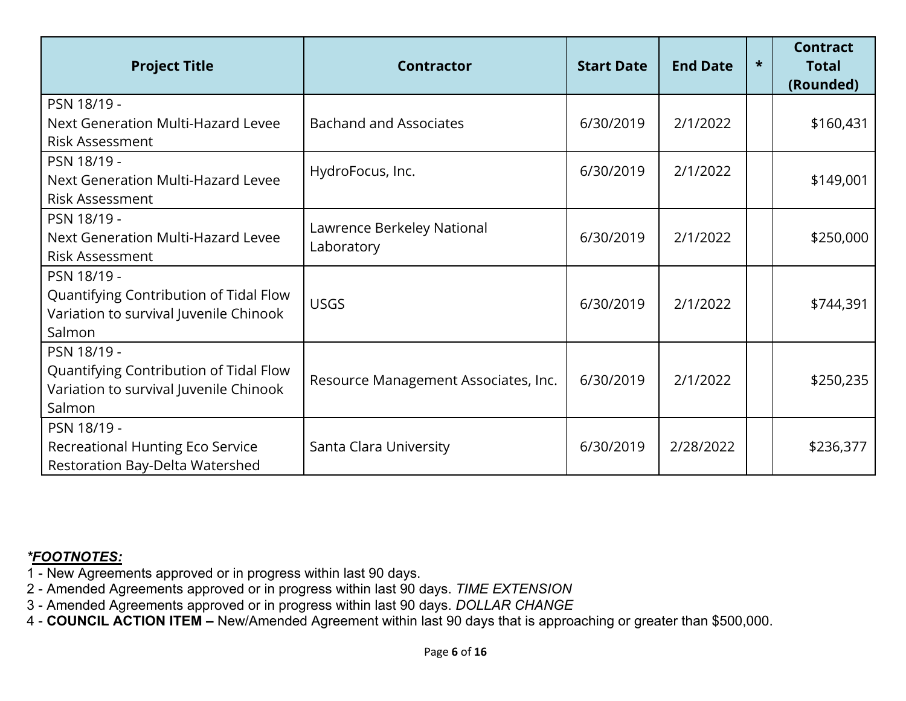| Project Title | Contractor | Start Date | End Date | * | Contract Total (Rounded) |
|---|---|---|---|---|---|
| PSN 18/19 - Next Generation Multi-Hazard Levee Risk Assessment | Bachand and Associates | 6/30/2019 | 2/1/2022 | | $160,431 |
| PSN 18/19 - Next Generation Multi-Hazard Levee Risk Assessment | HydroFocus, Inc. | 6/30/2019 | 2/1/2022 | | $149,001 |
| PSN 18/19 - Next Generation Multi-Hazard Levee Risk Assessment | Lawrence Berkeley National Laboratory | 6/30/2019 | 2/1/2022 | | $250,000 |
| PSN 18/19 - Quantifying Contribution of Tidal Flow Variation to survival Juvenile Chinook Salmon | USGS | 6/30/2019 | 2/1/2022 | | $744,391 |
| PSN 18/19 - Quantifying Contribution of Tidal Flow Variation to survival Juvenile Chinook Salmon | Resource Management Associates, Inc. | 6/30/2019 | 2/1/2022 | | $250,235 |
| PSN 18/19 - Recreational Hunting Eco Service Restoration Bay-Delta Watershed | Santa Clara University | 6/30/2019 | 2/28/2022 | | $236,377 |

***FOOTNOTES:***

1 - New Agreements approved or in progress within last 90 days.
2 - Amended Agreements approved or in progress within last 90 days. *TIME EXTENSION*
3 - Amended Agreements approved or in progress within last 90 days. *DOLLAR CHANGE*
4 - **COUNCIL ACTION ITEM –** New/Amended Agreement within last 90 days that is approaching or greater than $500,000.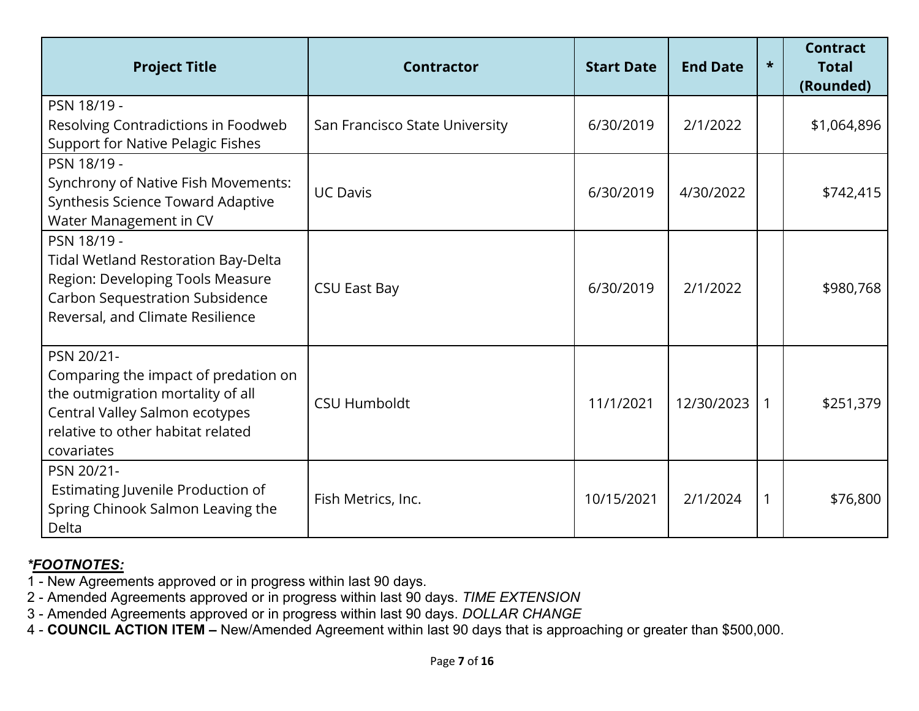| Project Title | Contractor | Start Date | End Date | * | Contract Total (Rounded) |
|---|---|---|---|---|---|
| PSN 18/19 - Resolving Contradictions in Foodweb Support for Native Pelagic Fishes | San Francisco State University | 6/30/2019 | 2/1/2022 | | $1,064,896 |
| PSN 18/19 - Synchrony of Native Fish Movements: Synthesis Science Toward Adaptive Water Management in CV | UC Davis | 6/30/2019 | 4/30/2022 | | $742,415 |
| PSN 18/19 - Tidal Wetland Restoration Bay-Delta Region: Developing Tools Measure Carbon Sequestration Subsidence Reversal, and Climate Resilience | CSU East Bay | 6/30/2019 | 2/1/2022 | | $980,768 |
| PSN 20/21- Comparing the impact of predation on the outmigration mortality of all Central Valley Salmon ecotypes relative to other habitat related covariates | CSU Humboldt | 11/1/2021 | 12/30/2023 | 1 | $251,379 |
| PSN 20/21- Estimating Juvenile Production of Spring Chinook Salmon Leaving the Delta | Fish Metrics, Inc. | 10/15/2021 | 2/1/2024 | 1 | $76,800 |

***FOOTNOTES:***

1 - New Agreements approved or in progress within last 90 days.
2 - Amended Agreements approved or in progress within last 90 days. *TIME EXTENSION*
3 - Amended Agreements approved or in progress within last 90 days. *DOLLAR CHANGE*
4 - **COUNCIL ACTION ITEM –** New/Amended Agreement within last 90 days that is approaching or greater than $500,000.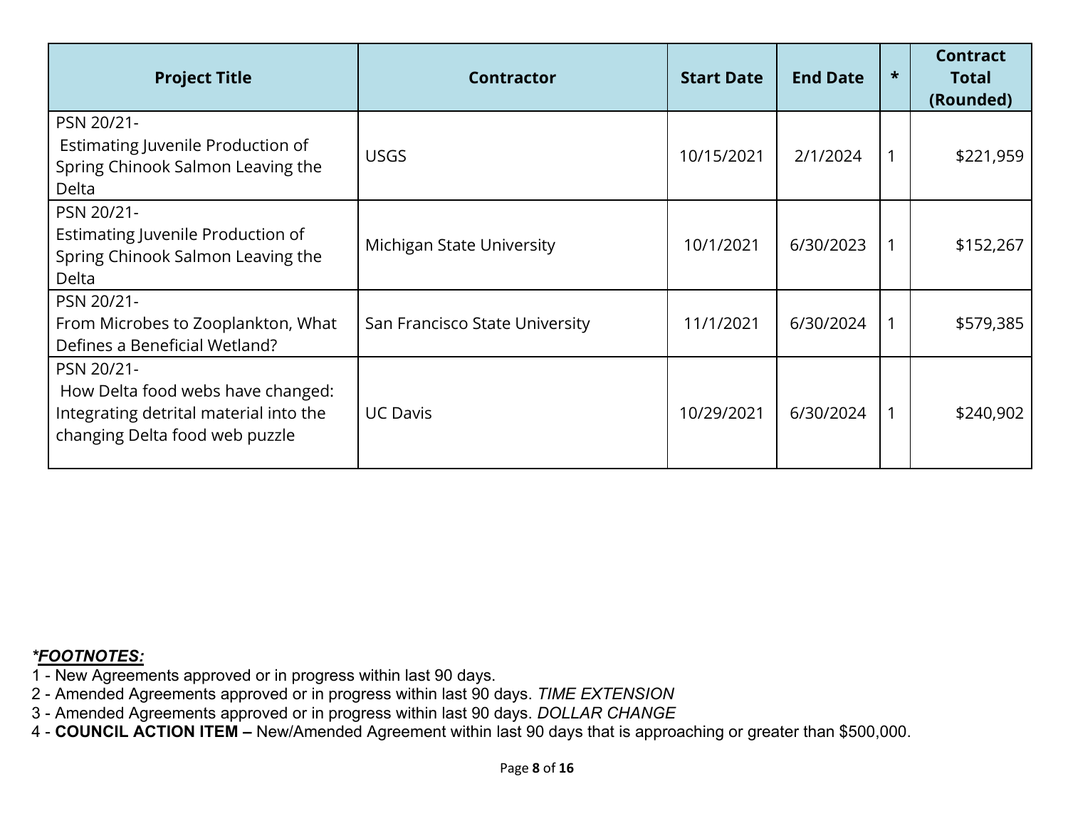| Project Title | Contractor | Start Date | End Date | * | Contract Total (Rounded) |
|---|---|---|---|---|---|
| PSN 20/21- Estimating Juvenile Production of Spring Chinook Salmon Leaving the Delta | USGS | 10/15/2021 | 2/1/2024 | 1 | $221,959 |
| PSN 20/21- Estimating Juvenile Production of Spring Chinook Salmon Leaving the Delta | Michigan State University | 10/1/2021 | 6/30/2023 | 1 | $152,267 |
| PSN 20/21- From Microbes to Zooplankton, What Defines a Beneficial Wetland? | San Francisco State University | 11/1/2021 | 6/30/2024 | 1 | $579,385 |
| PSN 20/21- How Delta food webs have changed: Integrating detrital material into the changing Delta food web puzzle | UC Davis | 10/29/2021 | 6/30/2024 | 1 | $240,902 |

***FOOTNOTES:***

1 - New Agreements approved or in progress within last 90 days.
2 - Amended Agreements approved or in progress within last 90 days. *TIME EXTENSION*
3 - Amended Agreements approved or in progress within last 90 days. *DOLLAR CHANGE*
4 - **COUNCIL ACTION ITEM –** New/Amended Agreement within last 90 days that is approaching or greater than $500,000.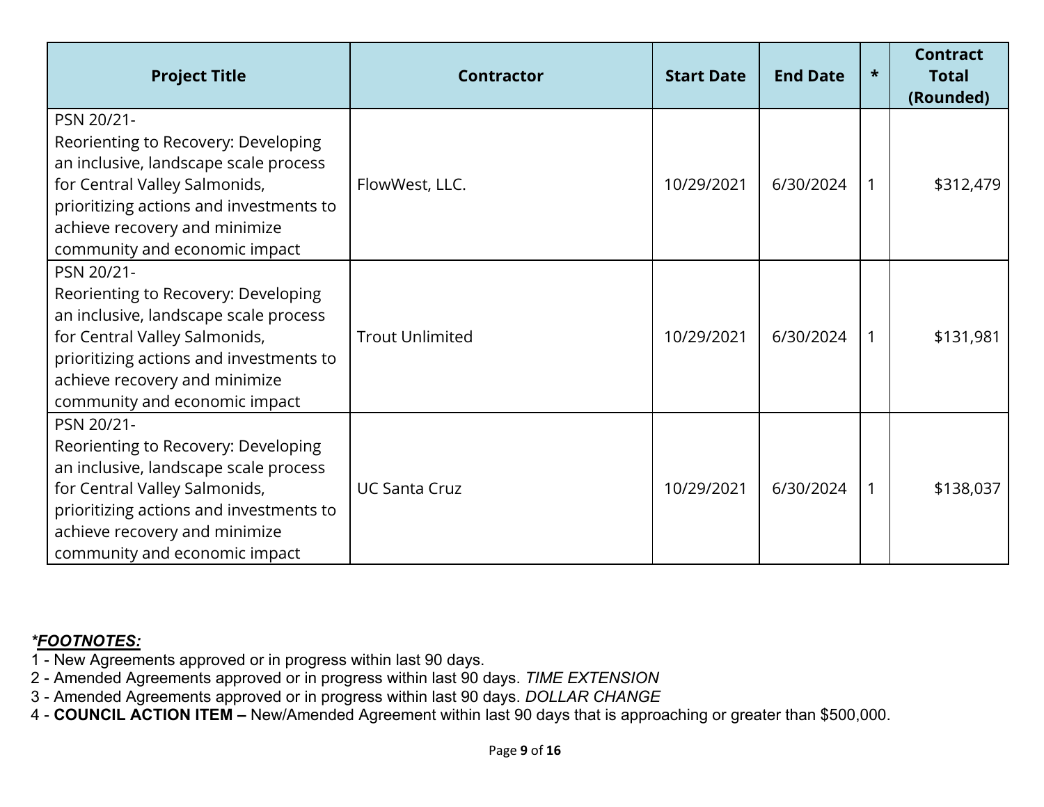| Project Title | Contractor | Start Date | End Date | * | Contract Total (Rounded) |
|---|---|---|---|---|---|
| PSN 20/21- Reorienting to Recovery: Developing an inclusive, landscape scale process for Central Valley Salmonids, prioritizing actions and investments to achieve recovery and minimize community and economic impact | FlowWest, LLC. | 10/29/2021 | 6/30/2024 | 1 | $312,479 |
| PSN 20/21- Reorienting to Recovery: Developing an inclusive, landscape scale process for Central Valley Salmonids, prioritizing actions and investments to achieve recovery and minimize community and economic impact | Trout Unlimited | 10/29/2021 | 6/30/2024 | 1 | $131,981 |
| PSN 20/21- Reorienting to Recovery: Developing an inclusive, landscape scale process for Central Valley Salmonids, prioritizing actions and investments to achieve recovery and minimize community and economic impact | UC Santa Cruz | 10/29/2021 | 6/30/2024 | 1 | $138,037 |

***FOOTNOTES:***

1 - New Agreements approved or in progress within last 90 days.
2 - Amended Agreements approved or in progress within last 90 days. *TIME EXTENSION*
3 - Amended Agreements approved or in progress within last 90 days. *DOLLAR CHANGE*
4 - **COUNCIL ACTION ITEM –** New/Amended Agreement within last 90 days that is approaching or greater than $500,000.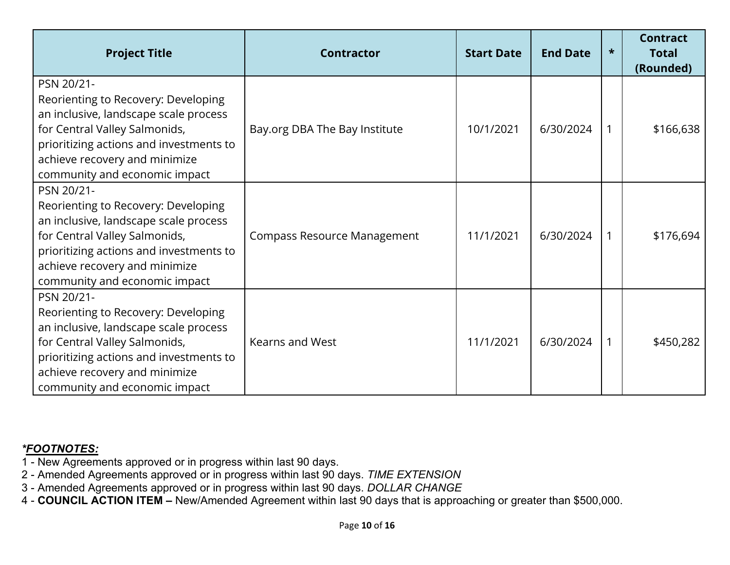| Project Title | Contractor | Start Date | End Date | * | Contract Total (Rounded) |
|---|---|---|---|---|---|
| PSN 20/21- Reorienting to Recovery: Developing an inclusive, landscape scale process for Central Valley Salmonids, prioritizing actions and investments to achieve recovery and minimize community and economic impact | Bay.org DBA The Bay Institute | 10/1/2021 | 6/30/2024 | 1 | $166,638 |
| PSN 20/21- Reorienting to Recovery: Developing an inclusive, landscape scale process for Central Valley Salmonids, prioritizing actions and investments to achieve recovery and minimize community and economic impact | Compass Resource Management | 11/1/2021 | 6/30/2024 | 1 | $176,694 |
| PSN 20/21- Reorienting to Recovery: Developing an inclusive, landscape scale process for Central Valley Salmonids, prioritizing actions and investments to achieve recovery and minimize community and economic impact | Kearns and West | 11/1/2021 | 6/30/2024 | 1 | $450,282 |

***FOOTNOTES:***

1 - New Agreements approved or in progress within last 90 days.
2 - Amended Agreements approved or in progress within last 90 days. *TIME EXTENSION*
3 - Amended Agreements approved or in progress within last 90 days. *DOLLAR CHANGE*
4 - **COUNCIL ACTION ITEM –** New/Amended Agreement within last 90 days that is approaching or greater than $500,000.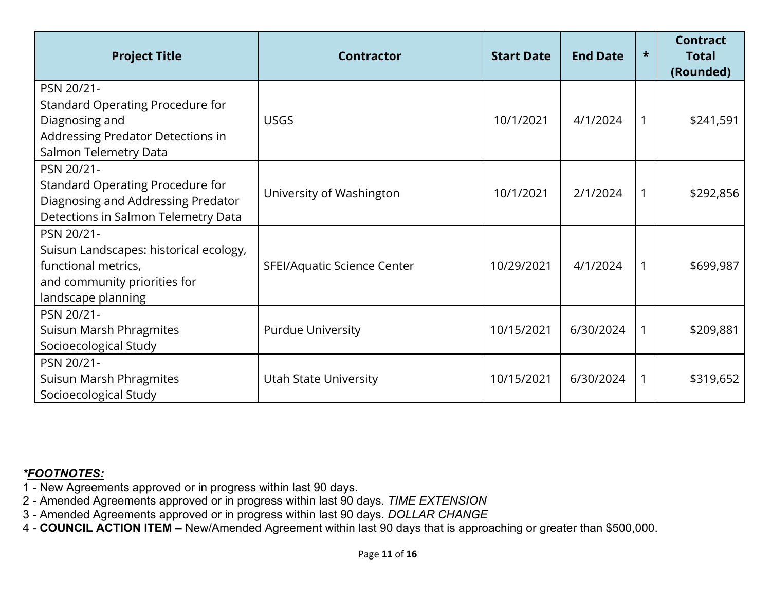| Project Title | Contractor | Start Date | End Date | * | Contract Total (Rounded) |
|---|---|---|---|---|---|
| PSN 20/21- Standard Operating Procedure for Diagnosing and Addressing Predator Detections in Salmon Telemetry Data | USGS | 10/1/2021 | 4/1/2024 | 1 | $241,591 |
| PSN 20/21- Standard Operating Procedure for Diagnosing and Addressing Predator Detections in Salmon Telemetry Data | University of Washington | 10/1/2021 | 2/1/2024 | 1 | $292,856 |
| PSN 20/21- Suisun Landscapes: historical ecology, functional metrics, and community priorities for landscape planning | SFEI/Aquatic Science Center | 10/29/2021 | 4/1/2024 | 1 | $699,987 |
| PSN 20/21- Suisun Marsh Phragmites Socioecological Study | Purdue University | 10/15/2021 | 6/30/2024 | 1 | $209,881 |
| PSN 20/21- Suisun Marsh Phragmites Socioecological Study | Utah State University | 10/15/2021 | 6/30/2024 | 1 | $319,652 |

***FOOTNOTES:***

1 - New Agreements approved or in progress within last 90 days.
2 - Amended Agreements approved or in progress within last 90 days. *TIME EXTENSION*
3 - Amended Agreements approved or in progress within last 90 days. *DOLLAR CHANGE*
4 - **COUNCIL ACTION ITEM –** New/Amended Agreement within last 90 days that is approaching or greater than $500,000.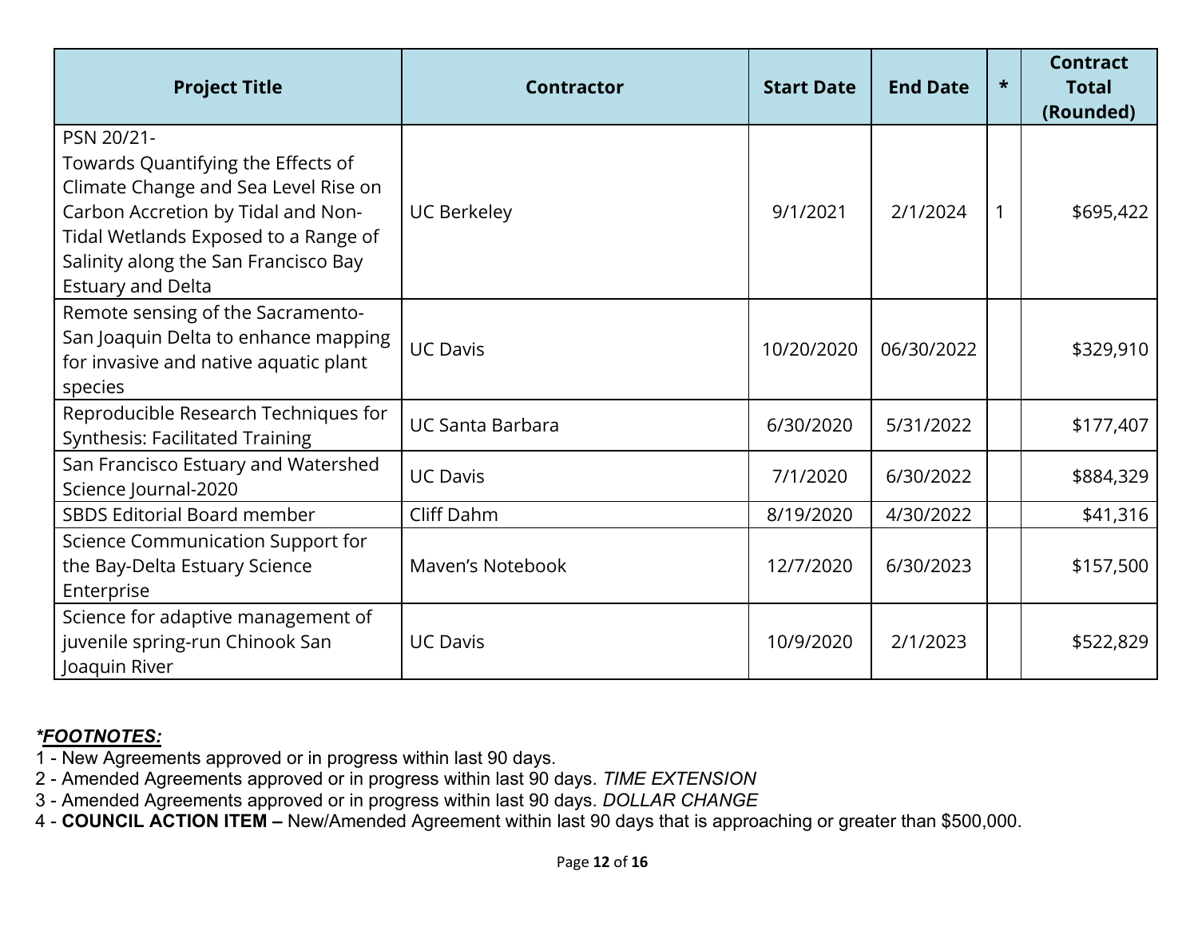| Project Title | Contractor | Start Date | End Date | * | Contract Total (Rounded) |
|---|---|---|---|---|---|
| PSN 20/21- Towards Quantifying the Effects of Climate Change and Sea Level Rise on Carbon Accretion by Tidal and Non-Tidal Wetlands Exposed to a Range of Salinity along the San Francisco Bay Estuary and Delta | UC Berkeley | 9/1/2021 | 2/1/2024 | 1 | $695,422 |
| Remote sensing of the Sacramento-San Joaquin Delta to enhance mapping for invasive and native aquatic plant species | UC Davis | 10/20/2020 | 06/30/2022 | | $329,910 |
| Reproducible Research Techniques for Synthesis: Facilitated Training | UC Santa Barbara | 6/30/2020 | 5/31/2022 | | $177,407 |
| San Francisco Estuary and Watershed Science Journal-2020 | UC Davis | 7/1/2020 | 6/30/2022 | | $884,329 |
| SBDS Editorial Board member | Cliff Dahm | 8/19/2020 | 4/30/2022 | | $41,316 |
| Science Communication Support for the Bay-Delta Estuary Science Enterprise | Maven's Notebook | 12/7/2020 | 6/30/2023 | | $157,500 |
| Science for adaptive management of juvenile spring-run Chinook San Joaquin River | UC Davis | 10/9/2020 | 2/1/2023 | | $522,829 |

***FOOTNOTES:***

1 - New Agreements approved or in progress within last 90 days.
2 - Amended Agreements approved or in progress within last 90 days. *TIME EXTENSION*
3 - Amended Agreements approved or in progress within last 90 days. *DOLLAR CHANGE*
4 - **COUNCIL ACTION ITEM –** New/Amended Agreement within last 90 days that is approaching or greater than $500,000.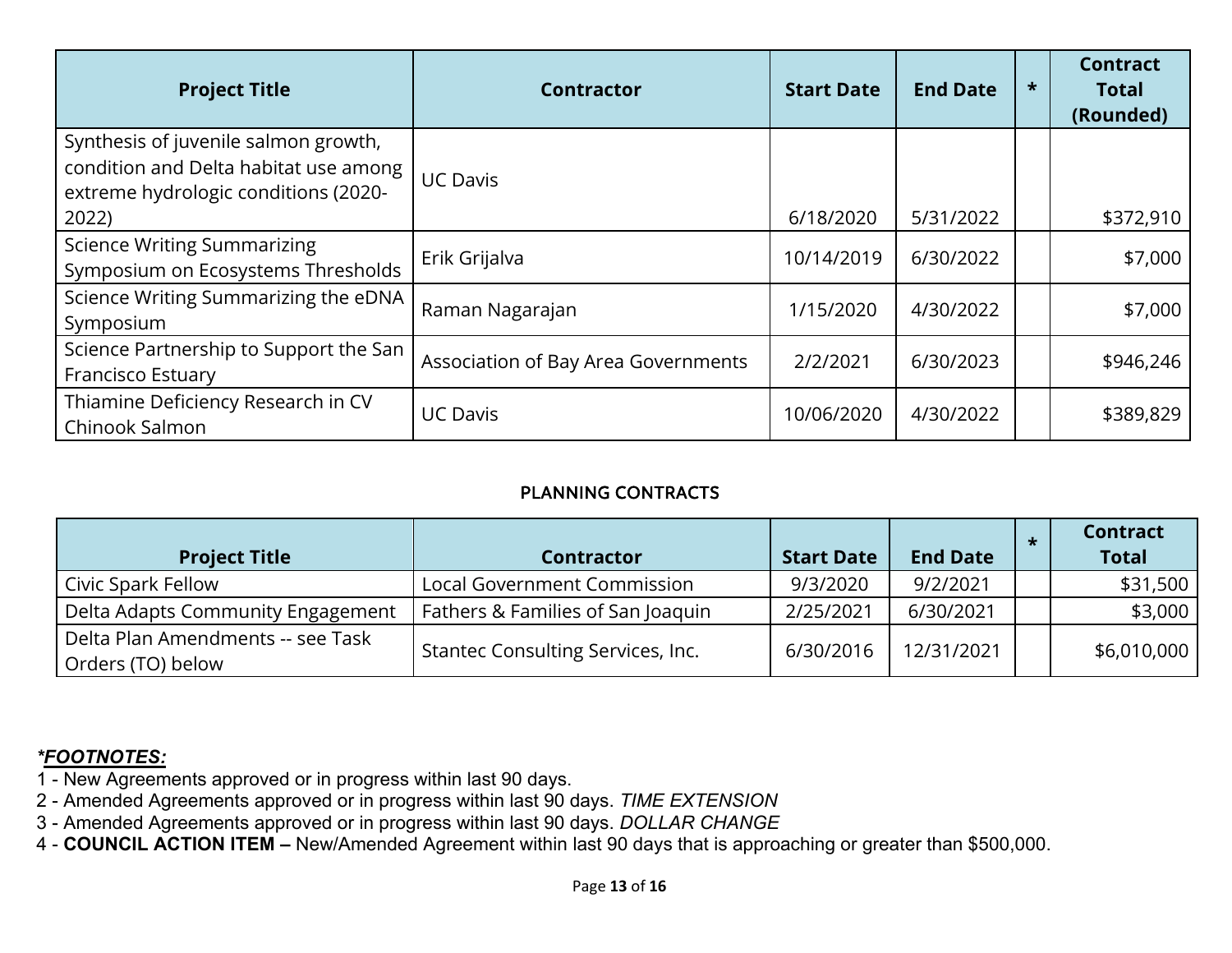| Project Title | Contractor | Start Date | End Date | * | Contract Total (Rounded) |
|---|---|---|---|---|---|
| Synthesis of juvenile salmon growth, condition and Delta habitat use among extreme hydrologic conditions (2020-2022) | UC Davis | 6/18/2020 | 5/31/2022 | | $372,910 |
| Science Writing Summarizing Symposium on Ecosystems Thresholds | Erik Grijalva | 10/14/2019 | 6/30/2022 | | $7,000 |
| Science Writing Summarizing the eDNA Symposium | Raman Nagarajan | 1/15/2020 | 4/30/2022 | | $7,000 |
| Science Partnership to Support the San Francisco Estuary | Association of Bay Area Governments | 2/2/2021 | 6/30/2023 | | $946,246 |
| Thiamine Deficiency Research in CV Chinook Salmon | UC Davis | 10/06/2020 | 4/30/2022 | | $389,829 |

## PLANNING CONTRACTS

| Project Title | Contractor | Start Date | End Date | * | Contract Total |
|---|---|---|---|---|---|
| Civic Spark Fellow | Local Government Commission | 9/3/2020 | 9/2/2021 | | $31,500 |
| Delta Adapts Community Engagement | Fathers & Families of San Joaquin | 2/25/2021 | 6/30/2021 | | $3,000 |
| Delta Plan Amendments -- see Task Orders (TO) below | Stantec Consulting Services, Inc. | 6/30/2016 | 12/31/2021 | | $6,010,000 |

***FOOTNOTES:***

1 - New Agreements approved or in progress within last 90 days.
2 - Amended Agreements approved or in progress within last 90 days. *TIME EXTENSION*
3 - Amended Agreements approved or in progress within last 90 days. *DOLLAR CHANGE*
4 - **COUNCIL ACTION ITEM –** New/Amended Agreement within last 90 days that is approaching or greater than $500,000.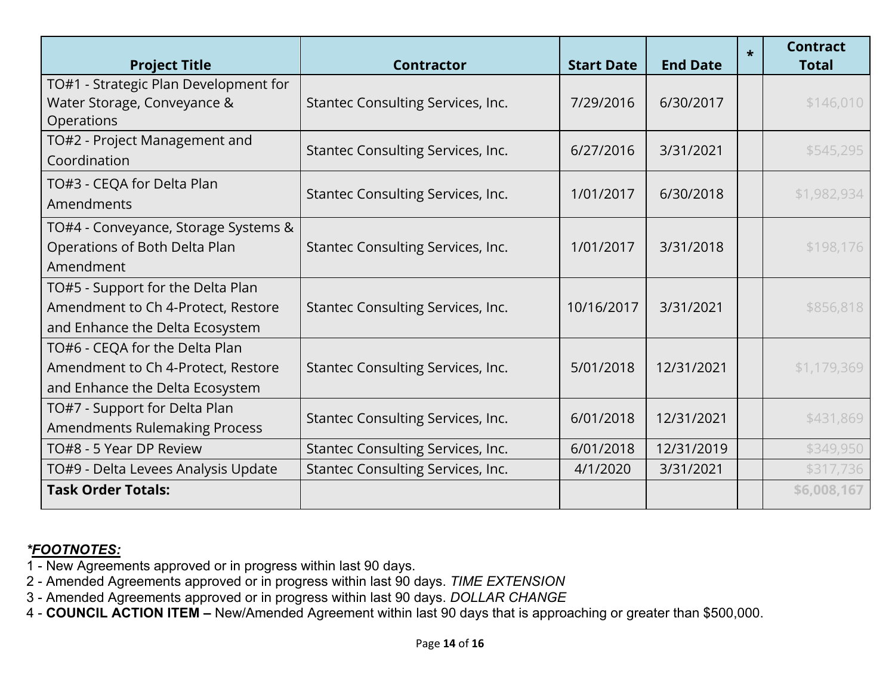| Project Title | Contractor | Start Date | End Date | * | Contract Total |
| --- | --- | --- | --- | --- | --- |
| TO#1 - Strategic Plan Development for Water Storage, Conveyance & Operations | Stantec Consulting Services, Inc. | 7/29/2016 | 6/30/2017 | | $146,010 |
| TO#2 - Project Management and Coordination | Stantec Consulting Services, Inc. | 6/27/2016 | 3/31/2021 | | $545,295 |
| TO#3 - CEQA for Delta Plan Amendments | Stantec Consulting Services, Inc. | 1/01/2017 | 6/30/2018 | | $1,982,934 |
| TO#4 - Conveyance, Storage Systems & Operations of Both Delta Plan Amendment | Stantec Consulting Services, Inc. | 1/01/2017 | 3/31/2018 | | $198,176 |
| TO#5 - Support for the Delta Plan Amendment to Ch 4-Protect, Restore and Enhance the Delta Ecosystem | Stantec Consulting Services, Inc. | 10/16/2017 | 3/31/2021 | | $856,818 |
| TO#6 - CEQA for the Delta Plan Amendment to Ch 4-Protect, Restore and Enhance the Delta Ecosystem | Stantec Consulting Services, Inc. | 5/01/2018 | 12/31/2021 | | $1,179,369 |
| TO#7 - Support for Delta Plan Amendments Rulemaking Process | Stantec Consulting Services, Inc. | 6/01/2018 | 12/31/2021 | | $431,869 |
| TO#8 - 5 Year DP Review | Stantec Consulting Services, Inc. | 6/01/2018 | 12/31/2019 | | $349,950 |
| TO#9 - Delta Levees Analysis Update | Stantec Consulting Services, Inc. | 4/1/2020 | 3/31/2021 | | $317,736 |
| **Task Order Totals:** | | | | | **$6,008,167** |

***FOOTNOTES:***

1 - New Agreements approved or in progress within last 90 days.
2 - Amended Agreements approved or in progress within last 90 days. *TIME EXTENSION*
3 - Amended Agreements approved or in progress within last 90 days. *DOLLAR CHANGE*
4 - **COUNCIL ACTION ITEM –** New/Amended Agreement within last 90 days that is approaching or greater than $500,000.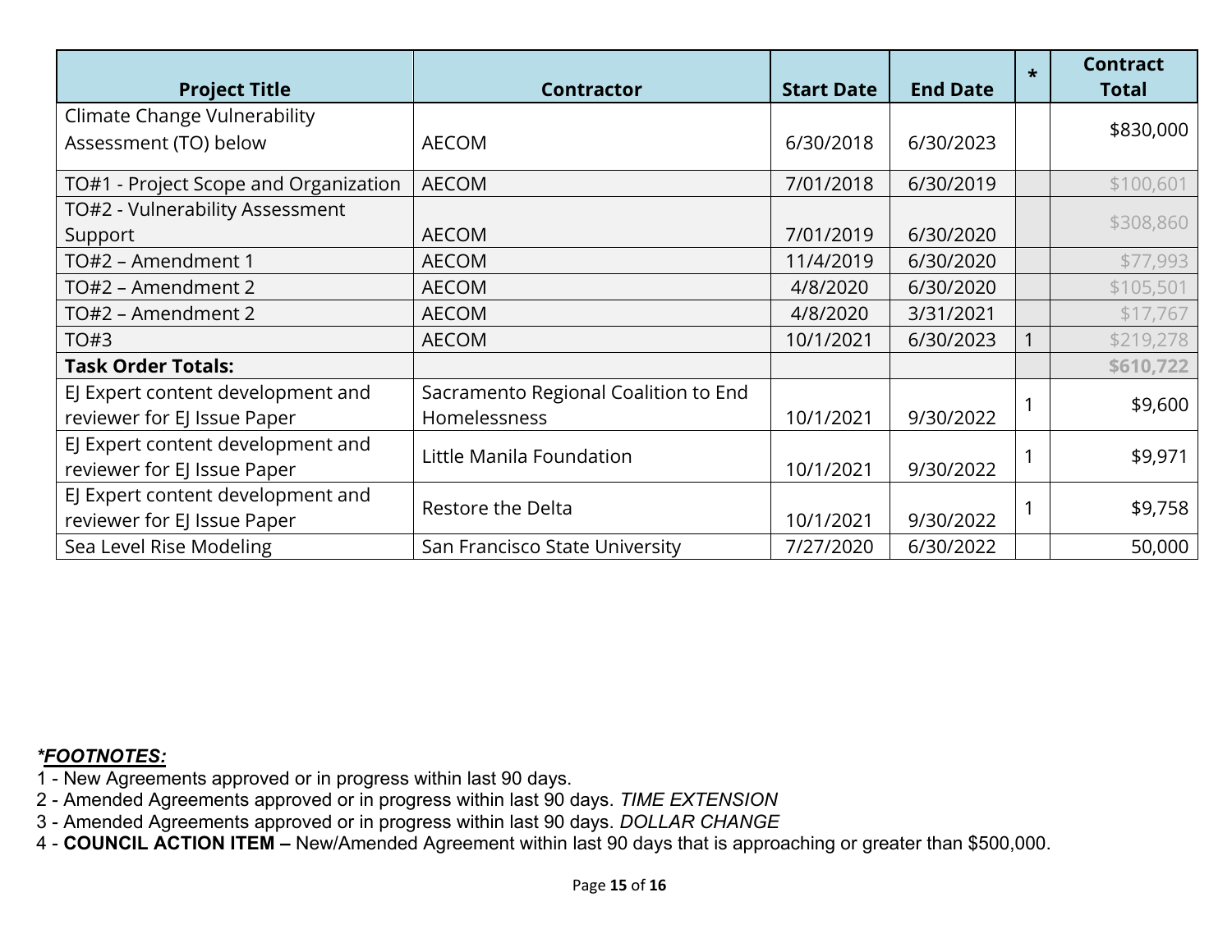| Project Title | Contractor | Start Date | End Date | * | Contract Total |
|---|---|---|---|---|---|
| Climate Change Vulnerability Assessment (TO) below | AECOM | 6/30/2018 | 6/30/2023 | | $830,000 |
| TO#1 - Project Scope and Organization | AECOM | 7/01/2018 | 6/30/2019 | | $100,601 |
| TO#2 - Vulnerability Assessment Support | AECOM | 7/01/2019 | 6/30/2020 | | $308,860 |
| TO#2 – Amendment 1 | AECOM | 11/4/2019 | 6/30/2020 | | $77,993 |
| TO#2 – Amendment 2 | AECOM | 4/8/2020 | 6/30/2020 | | $105,501 |
| TO#2 – Amendment 2 | AECOM | 4/8/2020 | 3/31/2021 | | $17,767 |
| TO#3 | AECOM | 10/1/2021 | 6/30/2023 | 1 | $219,278 |
| **Task Order Totals:** | | | | | **$610,722** |
| EJ Expert content development and reviewer for EJ Issue Paper | Sacramento Regional Coalition to End Homelessness | 10/1/2021 | 9/30/2022 | 1 | $9,600 |
| EJ Expert content development and reviewer for EJ Issue Paper | Little Manila Foundation | 10/1/2021 | 9/30/2022 | 1 | $9,971 |
| EJ Expert content development and reviewer for EJ Issue Paper | Restore the Delta | 10/1/2021 | 9/30/2022 | 1 | $9,758 |
| Sea Level Rise Modeling | San Francisco State University | 7/27/2020 | 6/30/2022 | | 50,000 |

***FOOTNOTES:***

1 - New Agreements approved or in progress within last 90 days.
2 - Amended Agreements approved or in progress within last 90 days. *TIME EXTENSION*
3 - Amended Agreements approved or in progress within last 90 days. *DOLLAR CHANGE*
4 - **COUNCIL ACTION ITEM –** New/Amended Agreement within last 90 days that is approaching or greater than $500,000.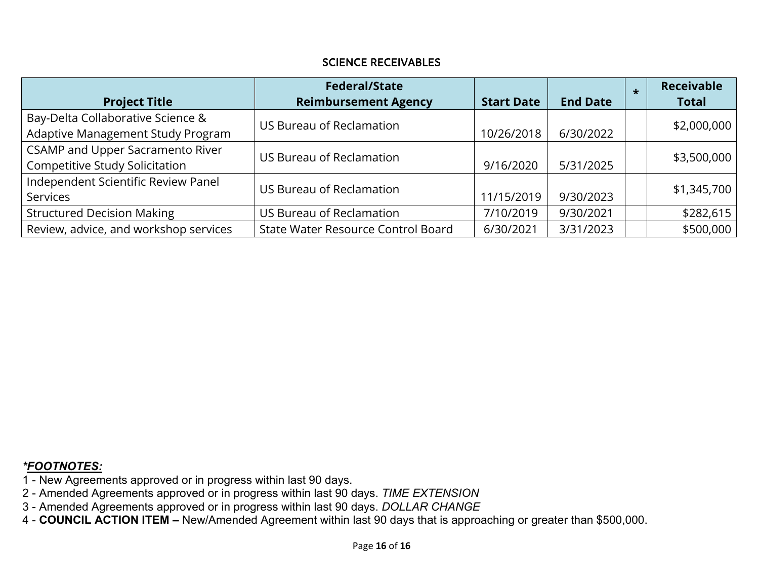## SCIENCE RECEIVABLES

| Project Title | Federal/State Reimbursement Agency | Start Date | End Date | * | Receivable Total |
|---|---|---|---|---|---|
| Bay-Delta Collaborative Science & Adaptive Management Study Program | US Bureau of Reclamation | 10/26/2018 | 6/30/2022 | | $2,000,000 |
| CSAMP and Upper Sacramento River Competitive Study Solicitation | US Bureau of Reclamation | 9/16/2020 | 5/31/2025 | | $3,500,000 |
| Independent Scientific Review Panel Services | US Bureau of Reclamation | 11/15/2019 | 9/30/2023 | | $1,345,700 |
| Structured Decision Making | US Bureau of Reclamation | 7/10/2019 | 9/30/2021 | | $282,615 |
| Review, advice, and workshop services | State Water Resource Control Board | 6/30/2021 | 3/31/2023 | | $500,000 |

***FOOTNOTES:***

1 - New Agreements approved or in progress within last 90 days.
2 - Amended Agreements approved or in progress within last 90 days. *TIME EXTENSION*
3 - Amended Agreements approved or in progress within last 90 days. *DOLLAR CHANGE*
4 - **COUNCIL ACTION ITEM –** New/Amended Agreement within last 90 days that is approaching or greater than $500,000.